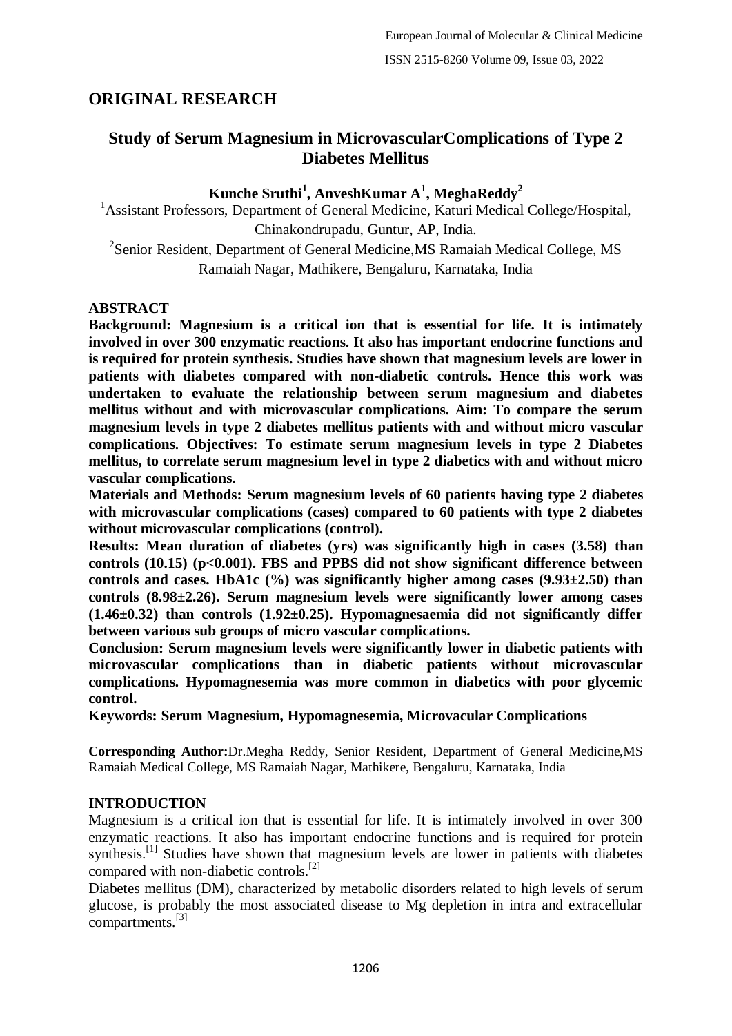## ORIGINAL RESEARCH

# Study of Serum Magnesium in MicrovascularComplications of Type 2 Diabetes Mellitus

**Kunche Sruthi[1], AnveshKumar A[1], MeghaReddy[2]**

[1]Assistant Professors, Department of General Medicine, Katuri Medical College/Hospital, Chinakondrupadu, Guntur, AP, India.

[2]Senior Resident, Department of General Medicine,MS Ramaiah Medical College, MS Ramaiah Nagar, Mathikere, Bengaluru, Karnataka, India

### ABSTRACT

**Background: Magnesium is a critical ion that is essential for life. It is intimately involved in over 300 enzymatic reactions. It also has important endocrine functions and is required for protein synthesis. Studies have shown that magnesium levels are lower in patients with diabetes compared with non-diabetic controls. Hence this work was undertaken to evaluate the relationship between serum magnesium and diabetes mellitus without and with microvascular complications. Aim: To compare the serum magnesium levels in type 2 diabetes mellitus patients with and without micro vascular complications. Objectives: To estimate serum magnesium levels in type 2 Diabetes mellitus, to correlate serum magnesium level in type 2 diabetics with and without micro vascular complications.**

**Materials and Methods: Serum magnesium levels of 60 patients having type 2 diabetes with microvascular complications (cases) compared to 60 patients with type 2 diabetes without microvascular complications (control).**

**Results: Mean duration of diabetes (yrs) was significantly high in cases (3.58) than controls (10.15) (p<0.001). FBS and PPBS did not show significant difference between controls and cases. HbA1c (%) was significantly higher among cases (9.93±2.50) than controls (8.98±2.26). Serum magnesium levels were significantly lower among cases (1.46±0.32) than controls (1.92±0.25). Hypomagnesaemia did not significantly differ between various sub groups of micro vascular complications.**

**Conclusion: Serum magnesium levels were significantly lower in diabetic patients with microvascular complications than in diabetic patients without microvascular complications. Hypomagnesemia was more common in diabetics with poor glycemic control.**

**Keywords: Serum Magnesium, Hypomagnesemia, Microvacular Complications**

**Corresponding Author:**Dr.Megha Reddy, Senior Resident, Department of General Medicine,MS Ramaiah Medical College, MS Ramaiah Nagar, Mathikere, Bengaluru, Karnataka, India

### INTRODUCTION

Magnesium is a critical ion that is essential for life. It is intimately involved in over 300 enzymatic reactions. It also has important endocrine functions and is required for protein synthesis.[1] Studies have shown that magnesium levels are lower in patients with diabetes compared with non-diabetic controls.[2]

Diabetes mellitus (DM), characterized by metabolic disorders related to high levels of serum glucose, is probably the most associated disease to Mg depletion in intra and extracellular compartments.[3]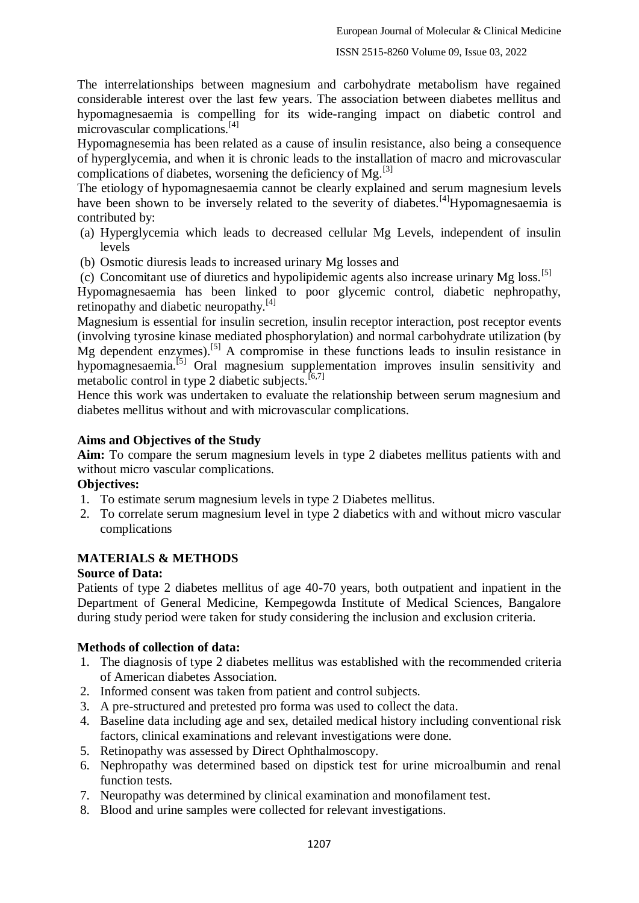The interrelationships between magnesium and carbohydrate metabolism have regained considerable interest over the last few years. The association between diabetes mellitus and hypomagnesaemia is compelling for its wide-ranging impact on diabetic control and microvascular complications.[4]

Hypomagnesemia has been related as a cause of insulin resistance, also being a consequence of hyperglycemia, and when it is chronic leads to the installation of macro and microvascular complications of diabetes, worsening the deficiency of Mg.[3]

The etiology of hypomagnesaemia cannot be clearly explained and serum magnesium levels have been shown to be inversely related to the severity of diabetes.[4]Hypomagnesaemia is contributed by:

(a) Hyperglycemia which leads to decreased cellular Mg Levels, independent of insulin levels
(b) Osmotic diuresis leads to increased urinary Mg losses and
(c) Concomitant use of diuretics and hypolipidemic agents also increase urinary Mg loss.[5]

Hypomagnesaemia has been linked to poor glycemic control, diabetic nephropathy, retinopathy and diabetic neuropathy.[4]

Magnesium is essential for insulin secretion, insulin receptor interaction, post receptor events (involving tyrosine kinase mediated phosphorylation) and normal carbohydrate utilization (by Mg dependent enzymes).[5] A compromise in these functions leads to insulin resistance in hypomagnesaemia.[5] Oral magnesium supplementation improves insulin sensitivity and metabolic control in type 2 diabetic subjects.[6,7]

Hence this work was undertaken to evaluate the relationship between serum magnesium and diabetes mellitus without and with microvascular complications.

## Aims and Objectives of the Study

**Aim:** To compare the serum magnesium levels in type 2 diabetes mellitus patients with and without micro vascular complications.

**Objectives:**

1. To estimate serum magnesium levels in type 2 Diabetes mellitus.
2. To correlate serum magnesium level in type 2 diabetics with and without micro vascular complications

## MATERIALS & METHODS

### Source of Data:

Patients of type 2 diabetes mellitus of age 40-70 years, both outpatient and inpatient in the Department of General Medicine, Kempegowda Institute of Medical Sciences, Bangalore during study period were taken for study considering the inclusion and exclusion criteria.

### Methods of collection of data:

1. The diagnosis of type 2 diabetes mellitus was established with the recommended criteria of American diabetes Association.
2. Informed consent was taken from patient and control subjects.
3. A pre-structured and pretested pro forma was used to collect the data.
4. Baseline data including age and sex, detailed medical history including conventional risk factors, clinical examinations and relevant investigations were done.
5. Retinopathy was assessed by Direct Ophthalmoscopy.
6. Nephropathy was determined based on dipstick test for urine microalbumin and renal function tests.
7. Neuropathy was determined by clinical examination and monofilament test.
8. Blood and urine samples were collected for relevant investigations.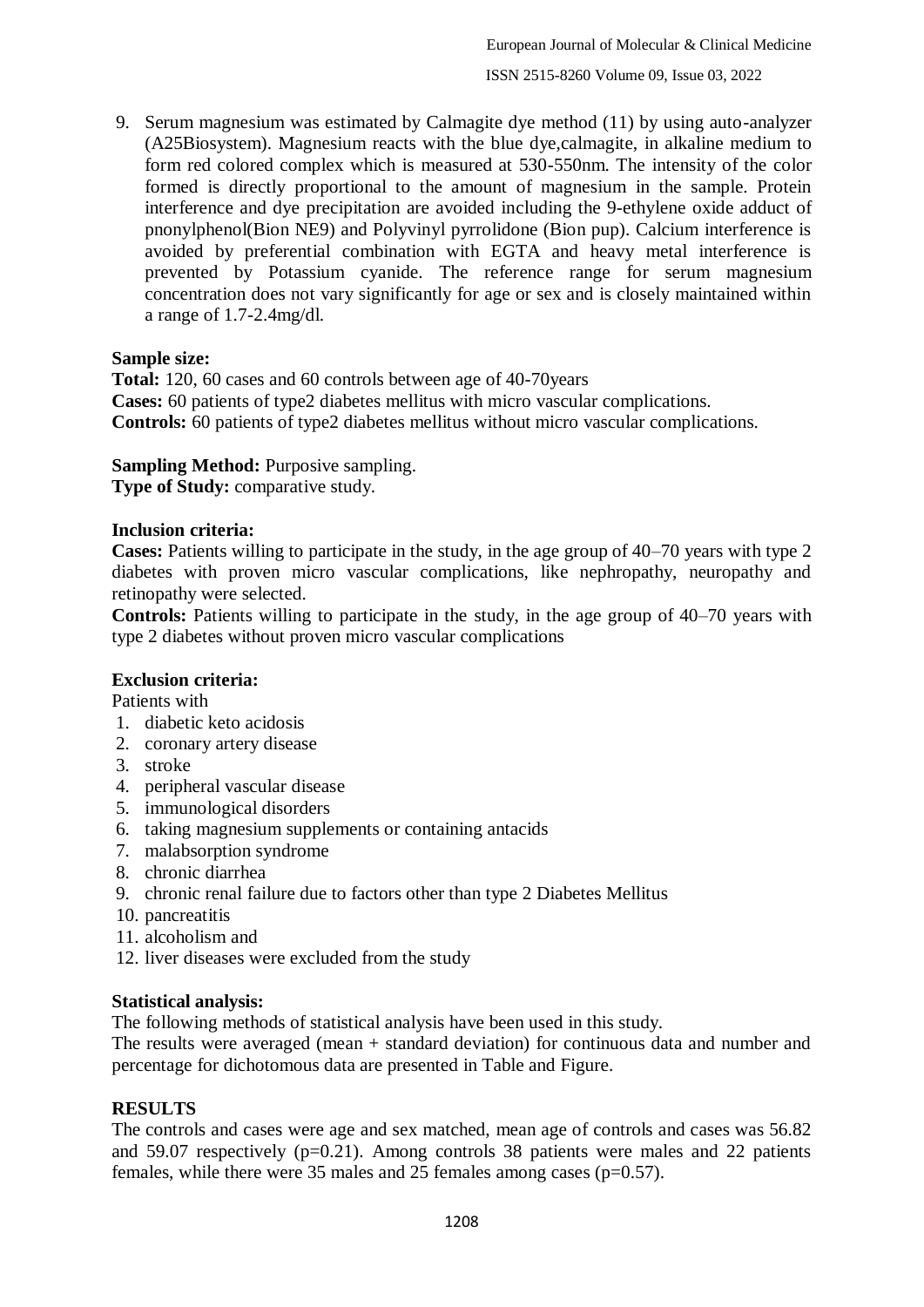9. Serum magnesium was estimated by Calmagite dye method (11) by using auto-analyzer (A25Biosystem). Magnesium reacts with the blue dye,calmagite, in alkaline medium to form red colored complex which is measured at 530-550nm. The intensity of the color formed is directly proportional to the amount of magnesium in the sample. Protein interference and dye precipitation are avoided including the 9-ethylene oxide adduct of pnonylphenol(Bion NE9) and Polyvinyl pyrrolidone (Bion pup). Calcium interference is avoided by preferential combination with EGTA and heavy metal interference is prevented by Potassium cyanide. The reference range for serum magnesium concentration does not vary significantly for age or sex and is closely maintained within a range of 1.7-2.4mg/dl.

**Sample size:**

**Total:** 120, 60 cases and 60 controls between age of 40-70years

**Cases:** 60 patients of type2 diabetes mellitus with micro vascular complications.

**Controls:** 60 patients of type2 diabetes mellitus without micro vascular complications.

**Sampling Method:** Purposive sampling.

**Type of Study:** comparative study.

**Inclusion criteria:**

**Cases:** Patients willing to participate in the study, in the age group of 40–70 years with type 2 diabetes with proven micro vascular complications, like nephropathy, neuropathy and retinopathy were selected.

**Controls:** Patients willing to participate in the study, in the age group of 40–70 years with type 2 diabetes without proven micro vascular complications

**Exclusion criteria:**

Patients with

1. diabetic keto acidosis
2. coronary artery disease
3. stroke
4. peripheral vascular disease
5. immunological disorders
6. taking magnesium supplements or containing antacids
7. malabsorption syndrome
8. chronic diarrhea
9. chronic renal failure due to factors other than type 2 Diabetes Mellitus
10. pancreatitis
11. alcoholism and
12. liver diseases were excluded from the study

**Statistical analysis:**

The following methods of statistical analysis have been used in this study.

The results were averaged (mean + standard deviation) for continuous data and number and percentage for dichotomous data are presented in Table and Figure.

## RESULTS

The controls and cases were age and sex matched, mean age of controls and cases was 56.82 and 59.07 respectively (p=0.21). Among controls 38 patients were males and 22 patients females, while there were 35 males and 25 females among cases (p=0.57).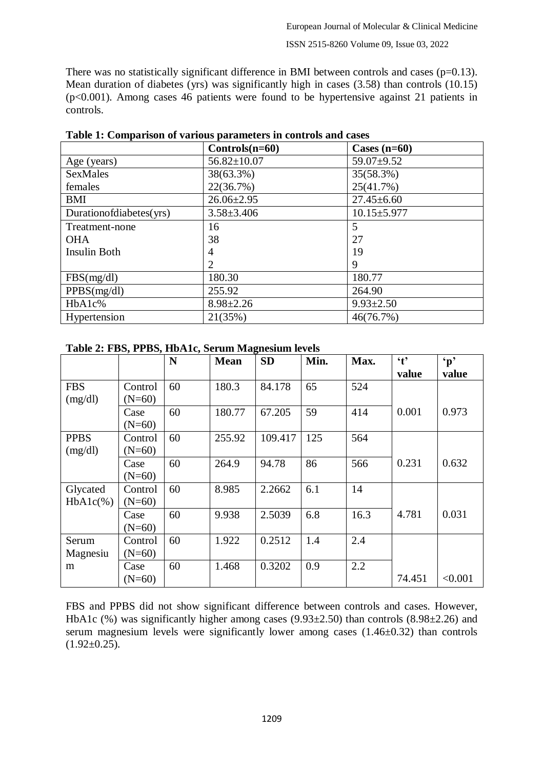There was no statistically significant difference in BMI between controls and cases (p=0.13). Mean duration of diabetes (yrs) was significantly high in cases (3.58) than controls (10.15) (p<0.001). Among cases 46 patients were found to be hypertensive against 21 patients in controls.

**Table 1: Comparison of various parameters in controls and cases**

| | Controls(n=60) | Cases (n=60) |
|---|---|---|
| Age (years) | 56.82±10.07 | 59.07±9.52 |
| SexMales | 38(63.3%) | 35(58.3%) |
| females | 22(36.7%) | 25(41.7%) |
| BMI | 26.06±2.95 | 27.45±6.60 |
| Durationofdiabetes(yrs) | 3.58±3.406 | 10.15±5.977 |
| Treatment-none | 16 | 5 |
| OHA | 38 | 27 |
| Insulin Both | 4 | 19 |
| | 2 | 9 |
| FBS(mg/dl) | 180.30 | 180.77 |
| PPBS(mg/dl) | 255.92 | 264.90 |
| HbA1c% | 8.98±2.26 | 9.93±2.50 |
| Hypertension | 21(35%) | 46(76.7%) |

**Table 2: FBS, PPBS, HbA1c, Serum Magnesium levels**

| | | N | Mean | SD | Min. | Max. | 't' value | 'p' value |
|---|---|---|---|---|---|---|---|---|
| FBS (mg/dl) | Control (N=60) | 60 | 180.3 | 84.178 | 65 | 524 | 0.001 | 0.973 |
| | Case (N=60) | 60 | 180.77 | 67.205 | 59 | 414 | | |
| PPBS (mg/dl) | Control (N=60) | 60 | 255.92 | 109.417 | 125 | 564 | 0.231 | 0.632 |
| | Case (N=60) | 60 | 264.9 | 94.78 | 86 | 566 | | |
| Glycated HbA1c(%) | Control (N=60) | 60 | 8.985 | 2.2662 | 6.1 | 14 | 4.781 | 0.031 |
| | Case (N=60) | 60 | 9.938 | 2.5039 | 6.8 | 16.3 | | |
| Serum Magnesium | Control (N=60) | 60 | 1.922 | 0.2512 | 1.4 | 2.4 | 74.451 | <0.001 |
| | Case (N=60) | 60 | 1.468 | 0.3202 | 0.9 | 2.2 | | |

FBS and PPBS did not show significant difference between controls and cases. However, HbA1c (%) was significantly higher among cases (9.93±2.50) than controls (8.98±2.26) and serum magnesium levels were significantly lower among cases (1.46±0.32) than controls (1.92±0.25).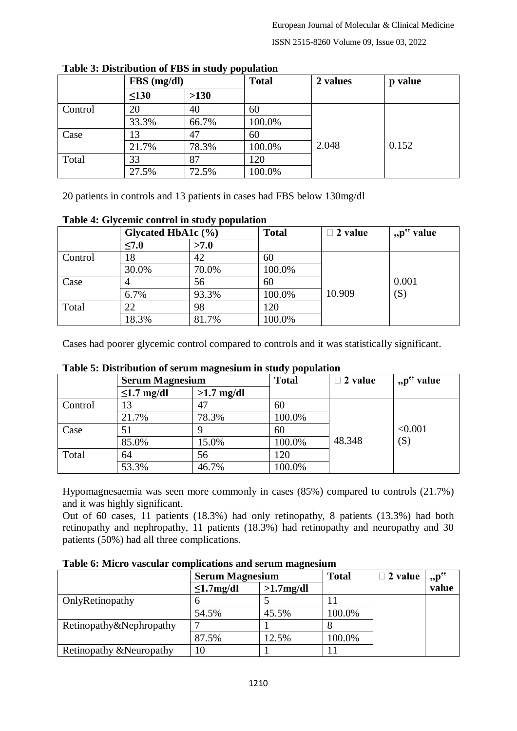**Table 3: Distribution of FBS in study population**

| | FBS (mg/dl) | | Total | $\chi^2$ values | p value |
|---|---|---|---|---|---|
| | ≤130 | >130 | | | |
| Control | 20 | 40 | 60 | 2.048 | 0.152 |
| | 33.3% | 66.7% | 100.0% | | |
| Case | 13 | 47 | 60 | | |
| | 21.7% | 78.3% | 100.0% | | |
| Total | 33 | 87 | 120 | | |
| | 27.5% | 72.5% | 100.0% | | |

20 patients in controls and 13 patients in cases had FBS below 130mg/dl

**Table 4: Glycemic control in study population**

| | Glycated HbA1c (%) | | Total | $\chi^2$ value | "p" value |
|---|---|---|---|---|---|
| | ≤7.0 | >7.0 | | | |
| Control | 18 | 42 | 60 | 10.909 | 0.001 (S) |
| | 30.0% | 70.0% | 100.0% | | |
| Case | 4 | 56 | 60 | | |
| | 6.7% | 93.3% | 100.0% | | |
| Total | 22 | 98 | 120 | | |
| | 18.3% | 81.7% | 100.0% | | |

Cases had poorer glycemic control compared to controls and it was statistically significant.

**Table 5: Distribution of serum magnesium in study population**

| | Serum Magnesium | | Total | $\chi^2$ value | "p" value |
|---|---|---|---|---|---|
| | ≤1.7 mg/dl | >1.7 mg/dl | | | |
| Control | 13 | 47 | 60 | 48.348 | <0.001 (S) |
| | 21.7% | 78.3% | 100.0% | | |
| Case | 51 | 9 | 60 | | |
| | 85.0% | 15.0% | 100.0% | | |
| Total | 64 | 56 | 120 | | |
| | 53.3% | 46.7% | 100.0% | | |

Hypomagnesaemia was seen more commonly in cases (85%) compared to controls (21.7%) and it was highly significant.

Out of 60 cases, 11 patients (18.3%) had only retinopathy, 8 patients (13.3%) had both retinopathy and nephropathy, 11 patients (18.3%) had retinopathy and neuropathy and 30 patients (50%) had all three complications.

**Table 6: Micro vascular complications and serum magnesium**

| | Serum Magnesium | | Total | $\chi^2$ value | "p" value |
|---|---|---|---|---|---|
| | ≤1.7mg/dl | >1.7mg/dl | | | |
| OnlyRetinopathy | 6 | 5 | 11 | | |
| | 54.5% | 45.5% | 100.0% | | |
| Retinopathy&Nephropathy | 7 | 1 | 8 | | |
| | 87.5% | 12.5% | 100.0% | | |
| Retinopathy &Neuropathy | 10 | 1 | 11 | | |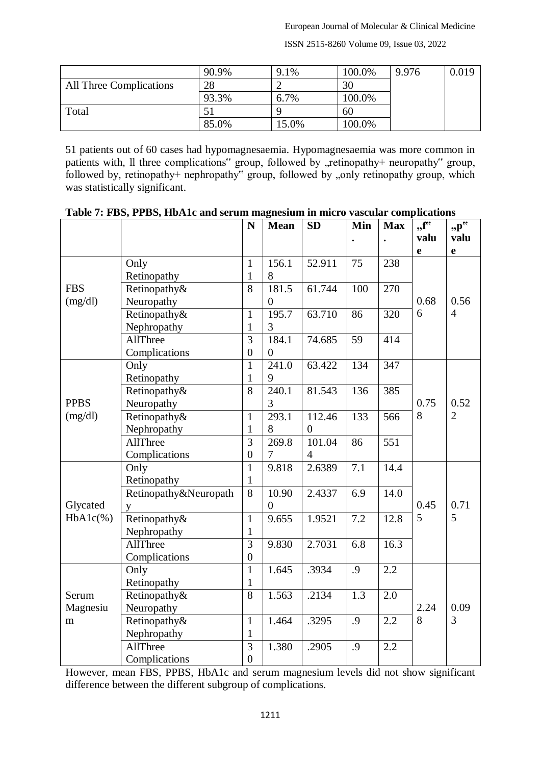|  |  |  |  |  |  |
|---|---|---|---|---|---|
|  | 90.9% | 9.1% | 100.0% | 9.976 | 0.019 |
| All Three Complications | 28 | 2 | 30 |  |  |
|  | 93.3% | 6.7% | 100.0% |  |  |
| Total | 51 | 9 | 60 |  |  |
|  | 85.0% | 15.0% | 100.0% |  |  |

51 patients out of 60 cases had hypomagnesaemia. Hypomagnesaemia was more common in patients with, ll three complications" group, followed by „retinopathy+ neuropathy" group, followed by, retinopathy+ nephropathy" group, followed by „only retinopathy group, which was statistically significant.

**Table 7: FBS, PPBS, HbA1c and serum magnesium in micro vascular complications**

|  |  | N | Mean | SD | Min. | Max. | „f" value | „p" value |
|---|---|---|---|---|---|---|---|---|
| FBS (mg/dl) | Only Retinopathy | 11 | 156.18 | 52.911 | 75 | 238 | 0.686 | 0.564 |
|  | Retinopathy& Neuropathy | 8 | 181.50 | 61.744 | 100 | 270 |  |  |
|  | Retinopathy& Nephropathy | 11 | 195.73 | 63.710 | 86 | 320 |  |  |
|  | AllThree Complications | 30 | 184.10 | 74.685 | 59 | 414 |  |  |
| PPBS (mg/dl) | Only Retinopathy | 11 | 241.09 | 63.422 | 134 | 347 | 0.758 | 0.522 |
|  | Retinopathy& Neuropathy | 8 | 240.13 | 81.543 | 136 | 385 |  |  |
|  | Retinopathy& Nephropathy | 11 | 293.18 | 112.460 | 133 | 566 |  |  |
|  | AllThree Complications | 30 | 269.87 | 101.044 | 86 | 551 |  |  |
| Glycated HbA1c(%) | Only Retinopathy | 11 | 9.818 | 2.6389 | 7.1 | 14.4 | 0.455 | 0.715 |
|  | Retinopathy&Neuropathy | 8 | 10.900 | 2.4337 | 6.9 | 14.0 |  |  |
|  | Retinopathy& Nephropathy | 11 | 9.655 | 1.9521 | 7.2 | 12.8 |  |  |
|  | AllThree Complications | 30 | 9.830 | 2.7031 | 6.8 | 16.3 |  |  |
| Serum Magnesium | Only Retinopathy | 11 | 1.645 | .3934 | .9 | 2.2 | 2.248 | 0.093 |
|  | Retinopathy& Neuropathy | 8 | 1.563 | .2134 | 1.3 | 2.0 |  |  |
|  | Retinopathy& Nephropathy | 11 | 1.464 | .3295 | .9 | 2.2 |  |  |
|  | AllThree Complications | 30 | 1.380 | .2905 | .9 | 2.2 |  |  |

However, mean FBS, PPBS, HbA1c and serum magnesium levels did not show significant difference between the different subgroup of complications.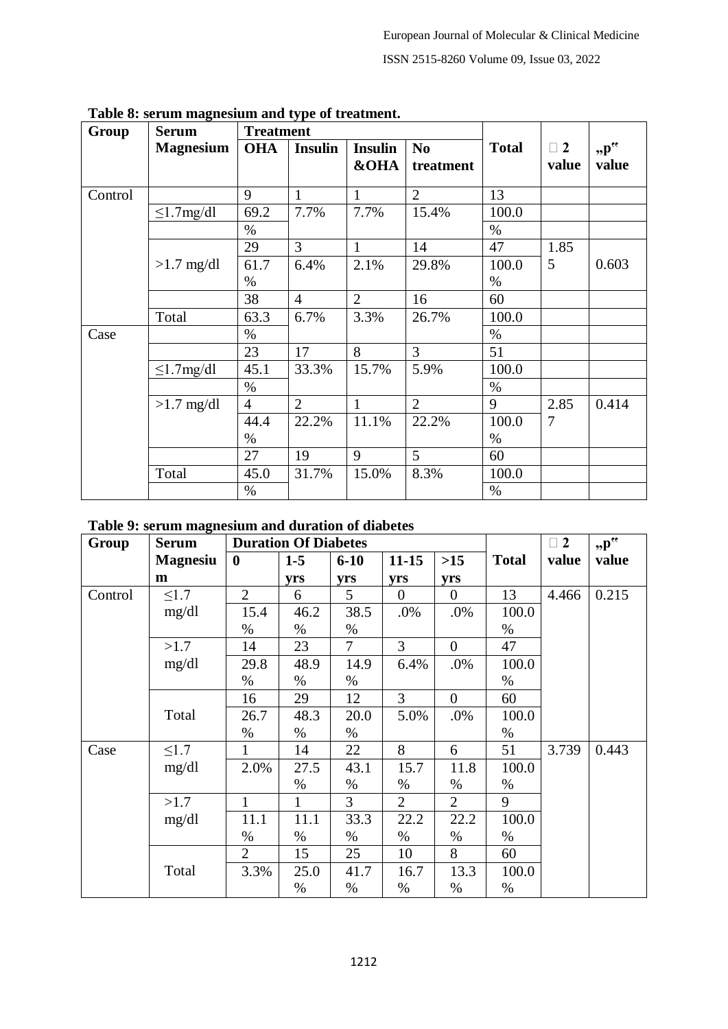**Table 8: serum magnesium and type of treatment.**

| Group | Serum Magnesium | Treatment | | | | Total | χ2 value | "p" value |
|---|---|---|---|---|---|---|---|---|
| | | OHA | Insulin | Insulin &OHA | No treatment | | | |
| Control | ≤1.7mg/dl | 9 | 1 | 1 | 2 | 13 | | |
| | | 69.2 % | 7.7% | 7.7% | 15.4% | 100.0 % | | |
| | >1.7 mg/dl | 29 | 3 | 1 | 14 | 47 | 1.855 | 0.603 |
| | | 61.7 % | 6.4% | 2.1% | 29.8% | 100.0 % | | |
| | Total | 38 | 4 | 2 | 16 | 60 | | |
| | | 63.3 % | 6.7% | 3.3% | 26.7% | 100.0 % | | |
| Case | ≤1.7mg/dl | 23 | 17 | 8 | 3 | 51 | | |
| | | 45.1 % | 33.3% | 15.7% | 5.9% | 100.0 % | | |
| | >1.7 mg/dl | 4 | 2 | 1 | 2 | 9 | 2.857 | 0.414 |
| | | 44.4 % | 22.2% | 11.1% | 22.2% | 100.0 % | | |
| | Total | 27 | 19 | 9 | 5 | 60 | | |
| | | 45.0 % | 31.7% | 15.0% | 8.3% | 100.0 % | | |

**Table 9: serum magnesium and duration of diabetes**

| Group | Serum Magnesium | Duration Of Diabetes | | | | | Total | χ2 value | "p" value |
|---|---|---|---|---|---|---|---|---|---|
| | | 0 | 1-5 yrs | 6-10 yrs | 11-15 yrs | >15 yrs | | | |
| Control | ≤1.7 mg/dl | 2 | 6 | 5 | 0 | 0 | 13 | 4.466 | 0.215 |
| | | 15.4 % | 46.2 % | 38.5 % | .0% | .0% | 100.0 % | | |
| | >1.7 mg/dl | 14 | 23 | 7 | 3 | 0 | 47 | | |
| | | 29.8 % | 48.9 % | 14.9 % | 6.4% | .0% | 100.0 % | | |
| | Total | 16 | 29 | 12 | 3 | 0 | 60 | | |
| | | 26.7 % | 48.3 % | 20.0 % | 5.0% | .0% | 100.0 % | | |
| Case | ≤1.7 mg/dl | 1 | 14 | 22 | 8 | 6 | 51 | 3.739 | 0.443 |
| | | 2.0% | 27.5 % | 43.1 % | 15.7 % | 11.8 % | 100.0 % | | |
| | >1.7 mg/dl | 1 | 1 | 3 | 2 | 2 | 9 | | |
| | | 11.1 % | 11.1 % | 33.3 % | 22.2 % | 22.2 % | 100.0 % | | |
| | Total | 2 | 15 | 25 | 10 | 8 | 60 | | |
| | | 3.3% | 25.0 % | 41.7 % | 16.7 % | 13.3 % | 100.0 % | | |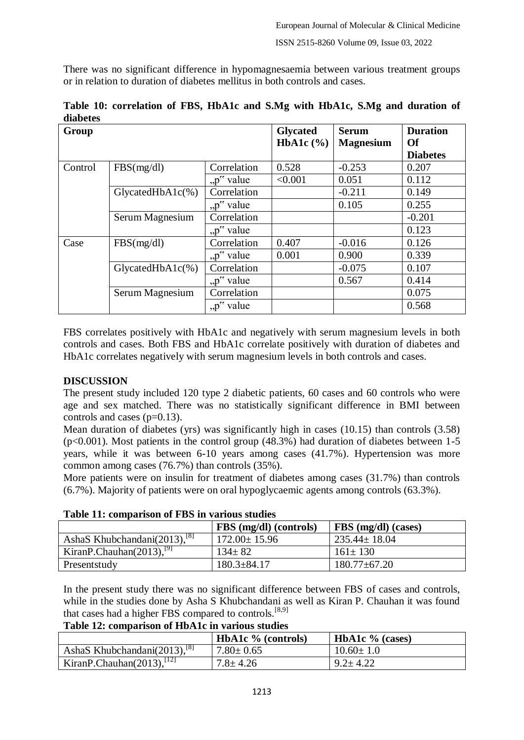There was no significant difference in hypomagnesaemia between various treatment groups or in relation to duration of diabetes mellitus in both controls and cases.

**Table 10: correlation of FBS, HbA1c and S.Mg with HbA1c, S.Mg and duration of diabetes**

| Group | | | Glycated HbA1c (%) | Serum Magnesium | Duration Of Diabetes |
|---|---|---|---|---|---|
| Control | FBS(mg/dl) | Correlation | 0.528 | -0.253 | 0.207 |
| | | „p" value | <0.001 | 0.051 | 0.112 |
| | GlycatedHbA1c(%) | Correlation | | -0.211 | 0.149 |
| | | „p" value | | 0.105 | 0.255 |
| | Serum Magnesium | Correlation | | | -0.201 |
| | | „p" value | | | 0.123 |
| Case | FBS(mg/dl) | Correlation | 0.407 | -0.016 | 0.126 |
| | | „p" value | 0.001 | 0.900 | 0.339 |
| | GlycatedHbA1c(%) | Correlation | | -0.075 | 0.107 |
| | | „p" value | | 0.567 | 0.414 |
| | Serum Magnesium | Correlation | | | 0.075 |
| | | „p" value | | | 0.568 |

FBS correlates positively with HbA1c and negatively with serum magnesium levels in both controls and cases. Both FBS and HbA1c correlate positively with duration of diabetes and HbA1c correlates negatively with serum magnesium levels in both controls and cases.

## DISCUSSION

The present study included 120 type 2 diabetic patients, 60 cases and 60 controls who were age and sex matched. There was no statistically significant difference in BMI between controls and cases (p=0.13).

Mean duration of diabetes (yrs) was significantly high in cases (10.15) than controls (3.58) (p<0.001). Most patients in the control group (48.3%) had duration of diabetes between 1-5 years, while it was between 6-10 years among cases (41.7%). Hypertension was more common among cases (76.7%) than controls (35%).

More patients were on insulin for treatment of diabetes among cases (31.7%) than controls (6.7%). Majority of patients were on oral hypoglycaemic agents among controls (63.3%).

**Table 11: comparison of FBS in various studies**

| | FBS (mg/dl) (controls) | FBS (mg/dl) (cases) |
|---|---|---|
| AshaS Khubchandani(2013),[8] | 172.00± 15.96 | 235.44± 18.04 |
| KiranP.Chauhan(2013),[9] | 134± 82 | 161± 130 |
| Presentstudy | 180.3±84.17 | 180.77±67.20 |

In the present study there was no significant difference between FBS of cases and controls, while in the studies done by Asha S Khubchandani as well as Kiran P. Chauhan it was found that cases had a higher FBS compared to controls.[8,9]

**Table 12: comparison of HbA1c in various studies**

| | HbA1c % (controls) | HbA1c % (cases) |
|---|---|---|
| AshaS Khubchandani(2013),[8] | 7.80± 0.65 | 10.60± 1.0 |
| KiranP.Chauhan(2013),[12] | 7.8± 4.26 | 9.2± 4.22 |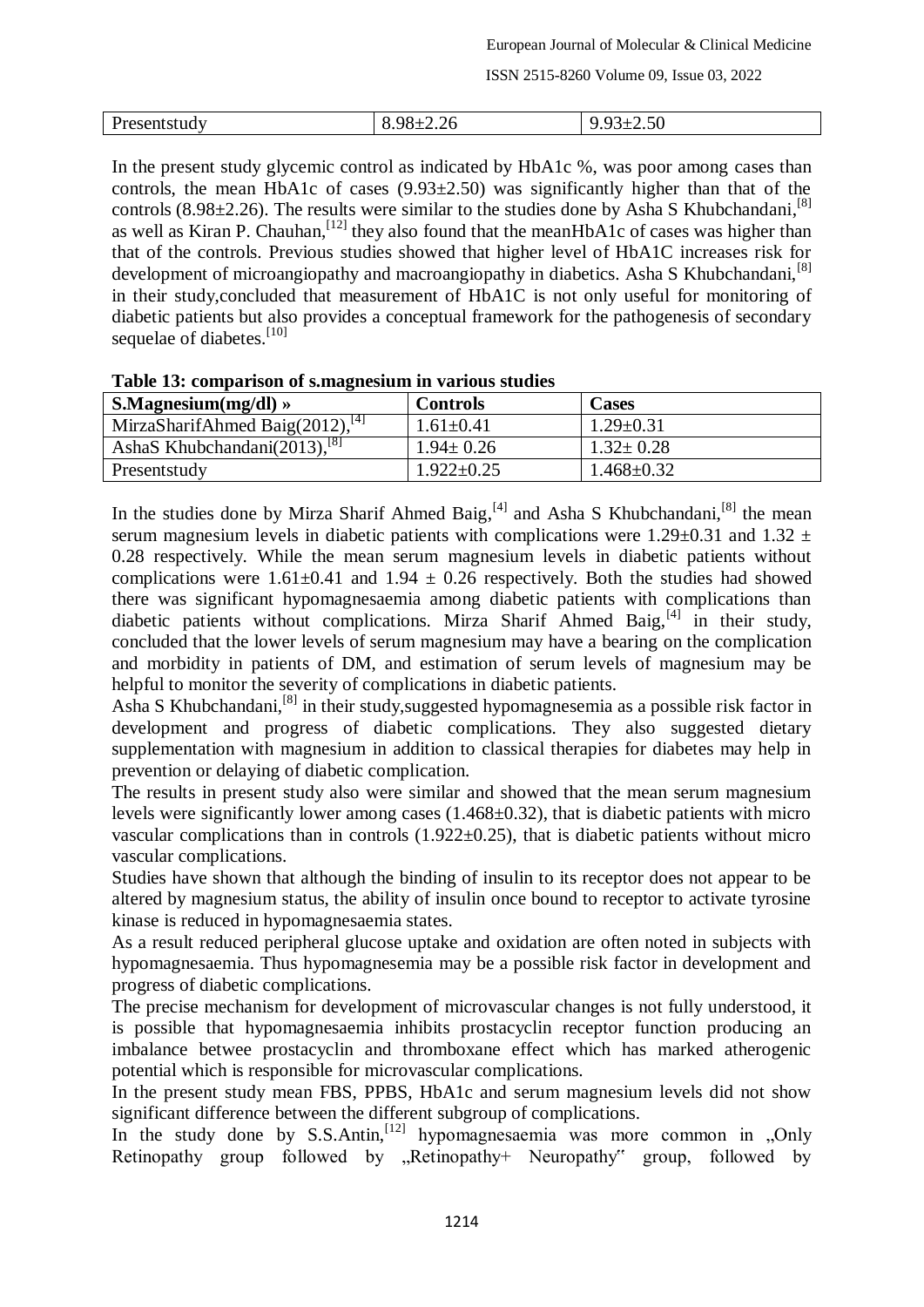| Presentstudy | 8.98±2.26 | 9.93±2.50 |
|---|---|---|

In the present study glycemic control as indicated by HbA1c %, was poor among cases than controls, the mean HbA1c of cases (9.93±2.50) was significantly higher than that of the controls (8.98±2.26). The results were similar to the studies done by Asha S Khubchandani,[8] as well as Kiran P. Chauhan,[12] they also found that the meanHbA1c of cases was higher than that of the controls. Previous studies showed that higher level of HbA1C increases risk for development of microangiopathy and macroangiopathy in diabetics. Asha S Khubchandani,[8] in their study,concluded that measurement of HbA1C is not only useful for monitoring of diabetic patients but also provides a conceptual framework for the pathogenesis of secondary sequelae of diabetes.[10]

**Table 13: comparison of s.magnesium in various studies**

| S.Magnesium(mg/dl) » | Controls | Cases |
|---|---|---|
| MirzaSharifAhmed Baig(2012),[4] | 1.61±0.41 | 1.29±0.31 |
| AshaS Khubchandani(2013),[8] | 1.94± 0.26 | 1.32± 0.28 |
| Presentstudy | 1.922±0.25 | 1.468±0.32 |

In the studies done by Mirza Sharif Ahmed Baig,[4] and Asha S Khubchandani,[8] the mean serum magnesium levels in diabetic patients with complications were 1.29±0.31 and 1.32 ± 0.28 respectively. While the mean serum magnesium levels in diabetic patients without complications were 1.61±0.41 and 1.94 ± 0.26 respectively. Both the studies had showed there was significant hypomagnesaemia among diabetic patients with complications than diabetic patients without complications. Mirza Sharif Ahmed Baig,[4] in their study, concluded that the lower levels of serum magnesium may have a bearing on the complication and morbidity in patients of DM, and estimation of serum levels of magnesium may be helpful to monitor the severity of complications in diabetic patients.

Asha S Khubchandani,[8] in their study,suggested hypomagnesemia as a possible risk factor in development and progress of diabetic complications. They also suggested dietary supplementation with magnesium in addition to classical therapies for diabetes may help in prevention or delaying of diabetic complication.

The results in present study also were similar and showed that the mean serum magnesium levels were significantly lower among cases (1.468±0.32), that is diabetic patients with micro vascular complications than in controls (1.922±0.25), that is diabetic patients without micro vascular complications.

Studies have shown that although the binding of insulin to its receptor does not appear to be altered by magnesium status, the ability of insulin once bound to receptor to activate tyrosine kinase is reduced in hypomagnesaemia states.

As a result reduced peripheral glucose uptake and oxidation are often noted in subjects with hypomagnesaemia. Thus hypomagnesemia may be a possible risk factor in development and progress of diabetic complications.

The precise mechanism for development of microvascular changes is not fully understood, it is possible that hypomagnesaemia inhibits prostacyclin receptor function producing an imbalance betwee prostacyclin and thromboxane effect which has marked atherogenic potential which is responsible for microvascular complications.

In the present study mean FBS, PPBS, HbA1c and serum magnesium levels did not show significant difference between the different subgroup of complications.

In the study done by S.S.Antin,[12] hypomagnesaemia was more common in „Only Retinopathy group followed by „Retinopathy+ Neuropathy" group, followed by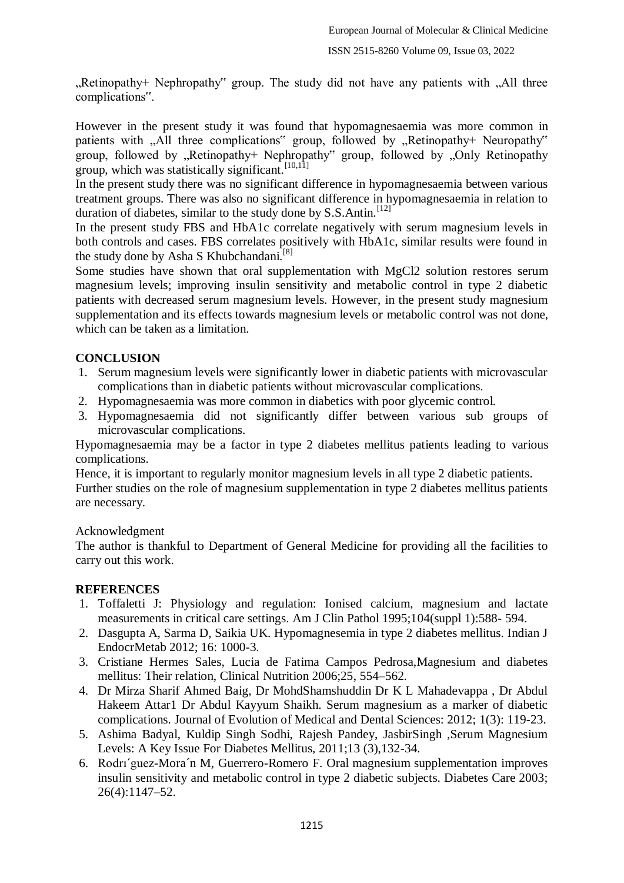„Retinopathy+ Nephropathy" group. The study did not have any patients with „All three complications".

However in the present study it was found that hypomagnesaemia was more common in patients with „All three complications" group, followed by „Retinopathy+ Neuropathy" group, followed by „Retinopathy+ Nephropathy" group, followed by „Only Retinopathy group, which was statistically significant.[10,11]

In the present study there was no significant difference in hypomagnesaemia between various treatment groups. There was also no significant difference in hypomagnesaemia in relation to duration of diabetes, similar to the study done by S.S.Antin.[12]

In the present study FBS and HbA1c correlate negatively with serum magnesium levels in both controls and cases. FBS correlates positively with HbA1c, similar results were found in the study done by Asha S Khubchandani.[8]

Some studies have shown that oral supplementation with $MgCl_2$ solution restores serum magnesium levels; improving insulin sensitivity and metabolic control in type 2 diabetic patients with decreased serum magnesium levels. However, in the present study magnesium supplementation and its effects towards magnesium levels or metabolic control was not done, which can be taken as a limitation.

## CONCLUSION

1. Serum magnesium levels were significantly lower in diabetic patients with microvascular complications than in diabetic patients without microvascular complications.
2. Hypomagnesaemia was more common in diabetics with poor glycemic control.
3. Hypomagnesaemia did not significantly differ between various sub groups of microvascular complications.

Hypomagnesaemia may be a factor in type 2 diabetes mellitus patients leading to various complications.

Hence, it is important to regularly monitor magnesium levels in all type 2 diabetic patients.

Further studies on the role of magnesium supplementation in type 2 diabetes mellitus patients are necessary.

Acknowledgment

The author is thankful to Department of General Medicine for providing all the facilities to carry out this work.

## REFERENCES

1. Toffaletti J: Physiology and regulation: Ionised calcium, magnesium and lactate measurements in critical care settings. Am J Clin Pathol 1995;104(suppl 1):588- 594.
2. Dasgupta A, Sarma D, Saikia UK. Hypomagnesemia in type 2 diabetes mellitus. Indian J EndocrMetab 2012; 16: 1000-3.
3. Cristiane Hermes Sales, Lucia de Fatima Campos Pedrosa,Magnesium and diabetes mellitus: Their relation, Clinical Nutrition 2006;25, 554–562.
4. Dr Mirza Sharif Ahmed Baig, Dr MohdShamshuddin Dr K L Mahadevappa , Dr Abdul Hakeem Attar1 Dr Abdul Kayyum Shaikh. Serum magnesium as a marker of diabetic complications. Journal of Evolution of Medical and Dental Sciences: 2012; 1(3): 119-23.
5. Ashima Badyal, Kuldip Singh Sodhi, Rajesh Pandey, JasbirSingh ,Serum Magnesium Levels: A Key Issue For Diabetes Mellitus, 2011;13 (3),132-34.
6. Rodrı´guez-Mora´n M, Guerrero-Romero F. Oral magnesium supplementation improves insulin sensitivity and metabolic control in type 2 diabetic subjects. Diabetes Care 2003; 26(4):1147–52.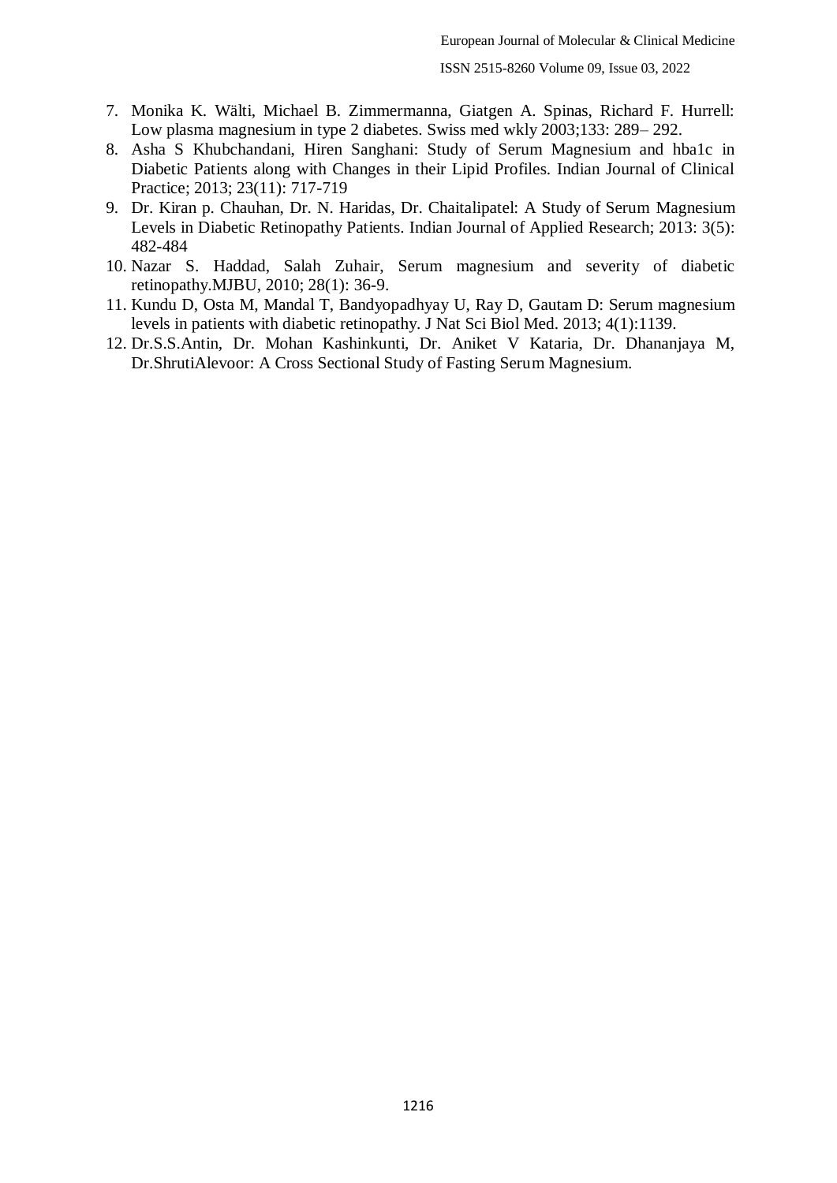7. Monika K. Wälti, Michael B. Zimmermanna, Giatgen A. Spinas, Richard F. Hurrell: Low plasma magnesium in type 2 diabetes. Swiss med wkly 2003;133: 289– 292.
8. Asha S Khubchandani, Hiren Sanghani: Study of Serum Magnesium and hba1c in Diabetic Patients along with Changes in their Lipid Profiles. Indian Journal of Clinical Practice; 2013; 23(11): 717-719
9. Dr. Kiran p. Chauhan, Dr. N. Haridas, Dr. Chaitalipatel: A Study of Serum Magnesium Levels in Diabetic Retinopathy Patients. Indian Journal of Applied Research; 2013: 3(5): 482-484
10. Nazar S. Haddad, Salah Zuhair, Serum magnesium and severity of diabetic retinopathy.MJBU, 2010; 28(1): 36-9.
11. Kundu D, Osta M, Mandal T, Bandyopadhyay U, Ray D, Gautam D: Serum magnesium levels in patients with diabetic retinopathy. J Nat Sci Biol Med. 2013; 4(1):1139.
12. Dr.S.S.Antin, Dr. Mohan Kashinkunti, Dr. Aniket V Kataria, Dr. Dhananjaya M, Dr.ShrutiAlevoor: A Cross Sectional Study of Fasting Serum Magnesium.